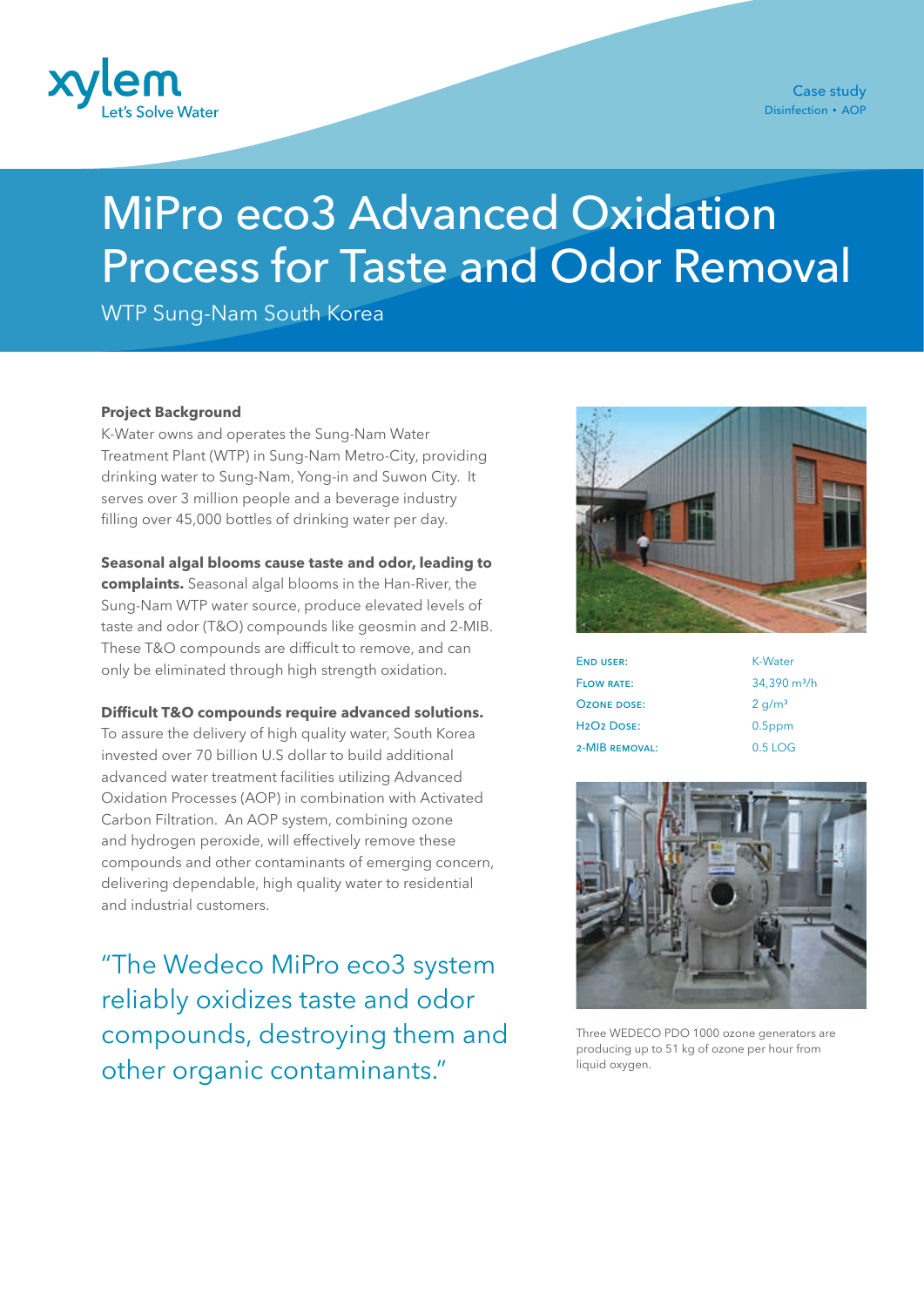xylem
Let's Solve Water

Case study
Disinfection • AOP

# MiPro eco3 Advanced Oxidation Process for Taste and Odor Removal

WTP Sung-Nam South Korea

**Project Background**

K-Water owns and operates the Sung-Nam Water Treatment Plant (WTP) in Sung-Nam Metro-City, providing drinking water to Sung-Nam, Yong-in and Suwon City. It serves over 3 million people and a beverage industry filling over 45,000 bottles of drinking water per day.

**Seasonal algal blooms cause taste and odor, leading to complaints.** Seasonal algal blooms in the Han-River, the Sung-Nam WTP water source, produce elevated levels of taste and odor (T&O) compounds like geosmin and 2-MIB. These T&O compounds are difficult to remove, and can only be eliminated through high strength oxidation.

**Difficult T&O compounds require advanced solutions.** To assure the delivery of high quality water, South Korea invested over 70 billion U.S dollar to build additional advanced water treatment facilities utilizing Advanced Oxidation Processes (AOP) in combination with Activated Carbon Filtration. An AOP system, combining ozone and hydrogen peroxide, will effectively remove these compounds and other contaminants of emerging concern, delivering dependable, high quality water to residential and industrial customers.

"The Wedeco MiPro eco3 system reliably oxidizes taste and odor compounds, destroying them and other organic contaminants."

| | |
|---|---|
| End user: | K-Water |
| Flow rate: | 34,390 $m^3/h$ |
| Ozone dose: | 2 $g/m^3$ |
| $H_2O_2$ Dose: | 0.5ppm |
| 2-MIB removal: | 0.5 LOG |

Three WEDECO PDO 1000 ozone generators are producing up to 51 kg of ozone per hour from liquid oxygen.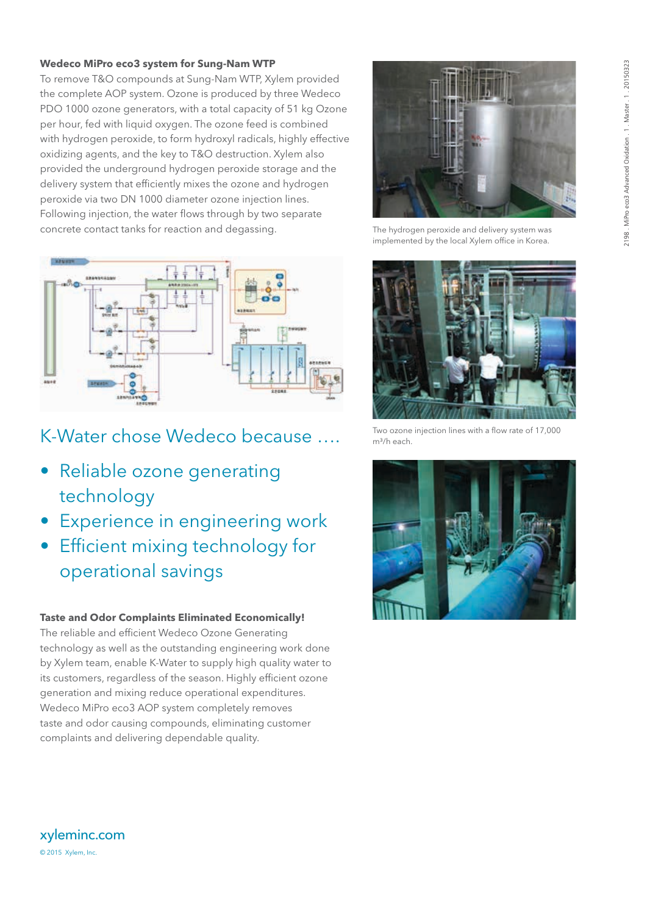**Wedeco MiPro eco3 system for Sung-Nam WTP**

To remove T&O compounds at Sung-Nam WTP, Xylem provided the complete AOP system. Ozone is produced by three Wedeco PDO 1000 ozone generators, with a total capacity of 51 kg Ozone per hour, fed with liquid oxygen. The ozone feed is combined with hydrogen peroxide, to form hydroxyl radicals, highly effective oxidizing agents, and the key to T&O destruction. Xylem also provided the underground hydrogen peroxide storage and the delivery system that efficiently mixes the ozone and hydrogen peroxide via two DN 1000 diameter ozone injection lines. Following injection, the water flows through by two separate concrete contact tanks for reaction and degassing.

## K-Water chose Wedeco because ….

- Reliable ozone generating technology
- Experience in engineering work
- Efficient mixing technology for operational savings

**Taste and Odor Complaints Eliminated Economically!**

The reliable and efficient Wedeco Ozone Generating technology as well as the outstanding engineering work done by Xylem team, enable K-Water to supply high quality water to its customers, regardless of the season. Highly efficient ozone generation and mixing reduce operational expenditures. Wedeco MiPro eco3 AOP system completely removes taste and odor causing compounds, eliminating customer complaints and delivering dependable quality.

The hydrogen peroxide and delivery system was implemented by the local Xylem office in Korea.

Two ozone injection lines with a flow rate of 17,000 $m^3/h$ each.

xyleminc.com

© 2015 Xylem, Inc.